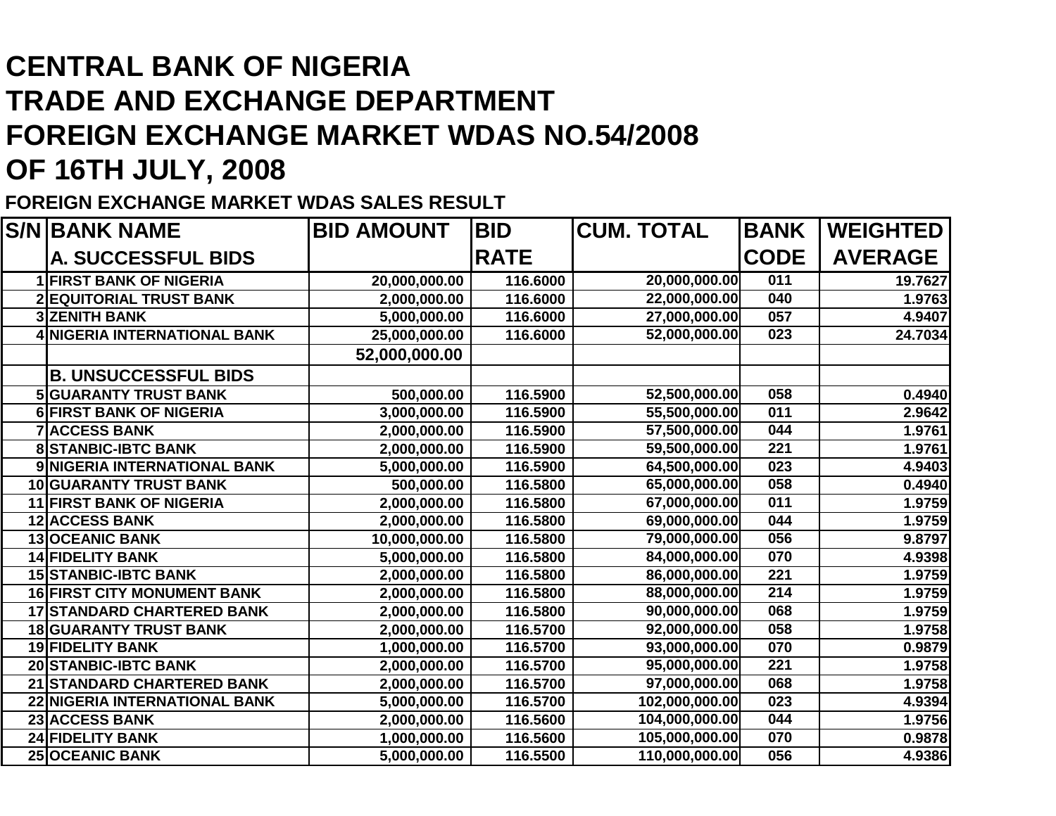# CENTRAL BANK OF NIGERIA
# TRADE AND EXCHANGE DEPARTMENT
# FOREIGN EXCHANGE MARKET WDAS NO.54/2008
# OF 16TH JULY, 2008

### FOREIGN EXCHANGE MARKET WDAS SALES RESULT

| S/N | BANK NAME | BID AMOUNT | BID RATE | CUM. TOTAL | BANK CODE | WEIGHTED AVERAGE |
|---|---|---|---|---|---|---|
| | **A. SUCCESSFUL BIDS** | | | | | |
| 1 | FIRST BANK OF NIGERIA | 20,000,000.00 | 116.6000 | 20,000,000.00 | 011 | 19.7627 |
| 2 | EQUITORIAL TRUST BANK | 2,000,000.00 | 116.6000 | 22,000,000.00 | 040 | 1.9763 |
| 3 | ZENITH BANK | 5,000,000.00 | 116.6000 | 27,000,000.00 | 057 | 4.9407 |
| 4 | NIGERIA INTERNATIONAL BANK | 25,000,000.00 | 116.6000 | 52,000,000.00 | 023 | 24.7034 |
| | | 52,000,000.00 | | | | |
| | **B. UNSUCCESSFUL BIDS** | | | | | |
| 5 | GUARANTY TRUST BANK | 500,000.00 | 116.5900 | 52,500,000.00 | 058 | 0.4940 |
| 6 | FIRST BANK OF NIGERIA | 3,000,000.00 | 116.5900 | 55,500,000.00 | 011 | 2.9642 |
| 7 | ACCESS BANK | 2,000,000.00 | 116.5900 | 57,500,000.00 | 044 | 1.9761 |
| 8 | STANBIC-IBTC BANK | 2,000,000.00 | 116.5900 | 59,500,000.00 | 221 | 1.9761 |
| 9 | NIGERIA INTERNATIONAL BANK | 5,000,000.00 | 116.5900 | 64,500,000.00 | 023 | 4.9403 |
| 10 | GUARANTY TRUST BANK | 500,000.00 | 116.5800 | 65,000,000.00 | 058 | 0.4940 |
| 11 | FIRST BANK OF NIGERIA | 2,000,000.00 | 116.5800 | 67,000,000.00 | 011 | 1.9759 |
| 12 | ACCESS BANK | 2,000,000.00 | 116.5800 | 69,000,000.00 | 044 | 1.9759 |
| 13 | OCEANIC BANK | 10,000,000.00 | 116.5800 | 79,000,000.00 | 056 | 9.8797 |
| 14 | FIDELITY BANK | 5,000,000.00 | 116.5800 | 84,000,000.00 | 070 | 4.9398 |
| 15 | STANBIC-IBTC BANK | 2,000,000.00 | 116.5800 | 86,000,000.00 | 221 | 1.9759 |
| 16 | FIRST CITY MONUMENT BANK | 2,000,000.00 | 116.5800 | 88,000,000.00 | 214 | 1.9759 |
| 17 | STANDARD CHARTERED BANK | 2,000,000.00 | 116.5800 | 90,000,000.00 | 068 | 1.9759 |
| 18 | GUARANTY TRUST BANK | 2,000,000.00 | 116.5700 | 92,000,000.00 | 058 | 1.9758 |
| 19 | FIDELITY BANK | 1,000,000.00 | 116.5700 | 93,000,000.00 | 070 | 0.9879 |
| 20 | STANBIC-IBTC BANK | 2,000,000.00 | 116.5700 | 95,000,000.00 | 221 | 1.9758 |
| 21 | STANDARD CHARTERED BANK | 2,000,000.00 | 116.5700 | 97,000,000.00 | 068 | 1.9758 |
| 22 | NIGERIA INTERNATIONAL BANK | 5,000,000.00 | 116.5700 | 102,000,000.00 | 023 | 4.9394 |
| 23 | ACCESS BANK | 2,000,000.00 | 116.5600 | 104,000,000.00 | 044 | 1.9756 |
| 24 | FIDELITY BANK | 1,000,000.00 | 116.5600 | 105,000,000.00 | 070 | 0.9878 |
| 25 | OCEANIC BANK | 5,000,000.00 | 116.5500 | 110,000,000.00 | 056 | 4.9386 |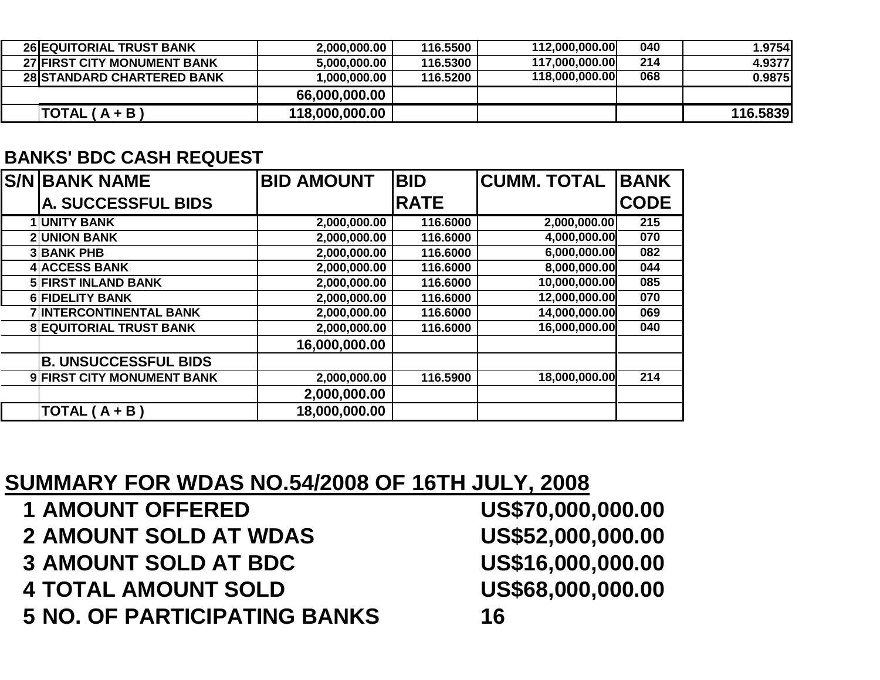| | | | | | | |
|---|---|---|---|---|---|---|
| 26 | EQUITORIAL TRUST BANK | 2,000,000.00 | 116.5500 | 112,000,000.00 | 040 | 1.9754 |
| 27 | FIRST CITY MONUMENT BANK | 5,000,000.00 | 116.5300 | 117,000,000.00 | 214 | 4.9377 |
| 28 | STANDARD CHARTERED BANK | 1,000,000.00 | 116.5200 | 118,000,000.00 | 068 | 0.9875 |
| | | 66,000,000.00 | | | | |
| | TOTAL ( A + B ) | 118,000,000.00 | | | | 116.5839 |

**BANKS' BDC CASH REQUEST**

| S/N | BANK NAME | BID AMOUNT | BID RATE | CUMM. TOTAL | BANK CODE |
|---|---|---|---|---|---|
| | **A. SUCCESSFUL BIDS** | | | | |
| 1 | UNITY BANK | 2,000,000.00 | 116.6000 | 2,000,000.00 | 215 |
| 2 | UNION BANK | 2,000,000.00 | 116.6000 | 4,000,000.00 | 070 |
| 3 | BANK PHB | 2,000,000.00 | 116.6000 | 6,000,000.00 | 082 |
| 4 | ACCESS BANK | 2,000,000.00 | 116.6000 | 8,000,000.00 | 044 |
| 5 | FIRST INLAND BANK | 2,000,000.00 | 116.6000 | 10,000,000.00 | 085 |
| 6 | FIDELITY BANK | 2,000,000.00 | 116.6000 | 12,000,000.00 | 070 |
| 7 | INTERCONTINENTAL BANK | 2,000,000.00 | 116.6000 | 14,000,000.00 | 069 |
| 8 | EQUITORIAL TRUST BANK | 2,000,000.00 | 116.6000 | 16,000,000.00 | 040 |
| | | 16,000,000.00 | | | |
| | **B. UNSUCCESSFUL BIDS** | | | | |
| 9 | FIRST CITY MONUMENT BANK | 2,000,000.00 | 116.5900 | 18,000,000.00 | 214 |
| | | 2,000,000.00 | | | |
| | TOTAL ( A + B ) | 18,000,000.00 | | | |

## SUMMARY FOR WDAS NO.54/2008 OF 16TH JULY, 2008

1. AMOUNT OFFERED — US$70,000,000.00
2. AMOUNT SOLD AT WDAS — US$52,000,000.00
3. AMOUNT SOLD AT BDC — US$16,000,000.00
4. TOTAL AMOUNT SOLD — US$68,000,000.00
5. NO. OF PARTICIPATING BANKS — 16